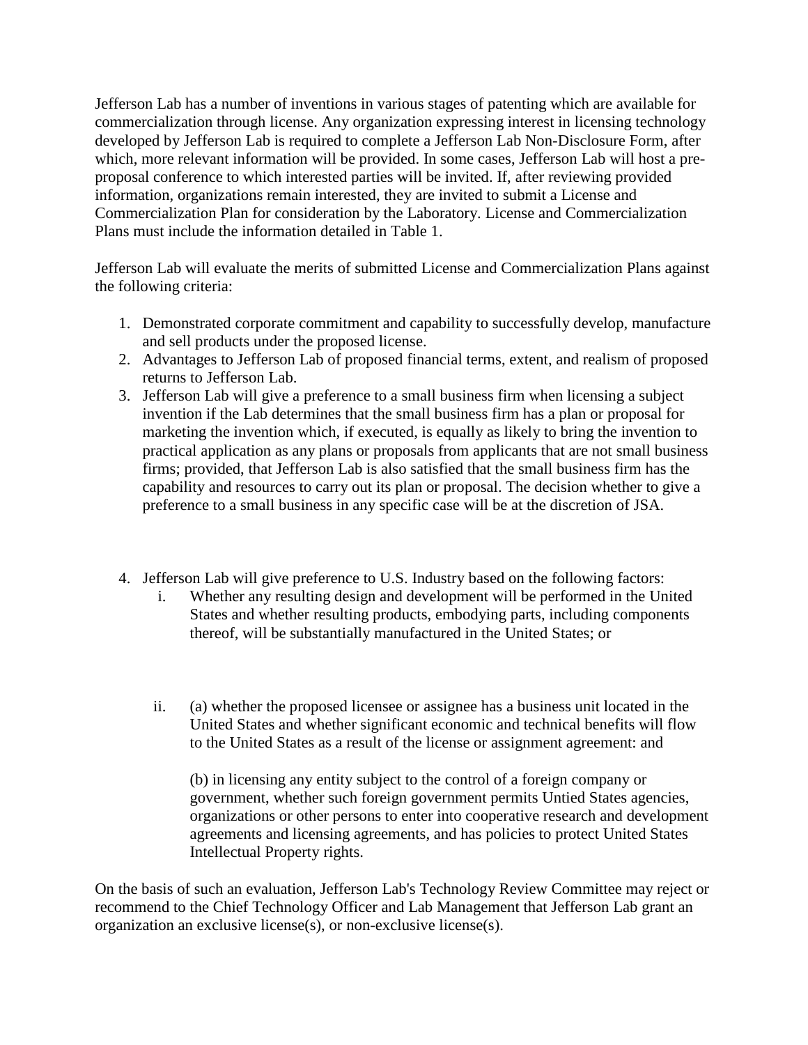Jefferson Lab has a number of inventions in various stages of patenting which are available for commercialization through license. Any organization expressing interest in licensing technology developed by Jefferson Lab is required to complete a Jefferson Lab Non-Disclosure Form, after which, more relevant information will be provided. In some cases, Jefferson Lab will host a pre-proposal conference to which interested parties will be invited. If, after reviewing provided information, organizations remain interested, they are invited to submit a License and Commercialization Plan for consideration by the Laboratory. License and Commercialization Plans must include the information detailed in Table 1.

Jefferson Lab will evaluate the merits of submitted License and Commercialization Plans against the following criteria:

1. Demonstrated corporate commitment and capability to successfully develop, manufacture and sell products under the proposed license.
2. Advantages to Jefferson Lab of proposed financial terms, extent, and realism of proposed returns to Jefferson Lab.
3. Jefferson Lab will give a preference to a small business firm when licensing a subject invention if the Lab determines that the small business firm has a plan or proposal for marketing the invention which, if executed, is equally as likely to bring the invention to practical application as any plans or proposals from applicants that are not small business firms; provided, that Jefferson Lab is also satisfied that the small business firm has the capability and resources to carry out its plan or proposal. The decision whether to give a preference to a small business in any specific case will be at the discretion of JSA.

4. Jefferson Lab will give preference to U.S. Industry based on the following factors:
   i. Whether any resulting design and development will be performed in the United States and whether resulting products, embodying parts, including components thereof, will be substantially manufactured in the United States; or

   ii. (a) whether the proposed licensee or assignee has a business unit located in the United States and whether significant economic and technical benefits will flow to the United States as a result of the license or assignment agreement: and

       (b) in licensing any entity subject to the control of a foreign company or government, whether such foreign government permits Untied States agencies, organizations or other persons to enter into cooperative research and development agreements and licensing agreements, and has policies to protect United States Intellectual Property rights.

On the basis of such an evaluation, Jefferson Lab's Technology Review Committee may reject or recommend to the Chief Technology Officer and Lab Management that Jefferson Lab grant an organization an exclusive license(s), or non-exclusive license(s).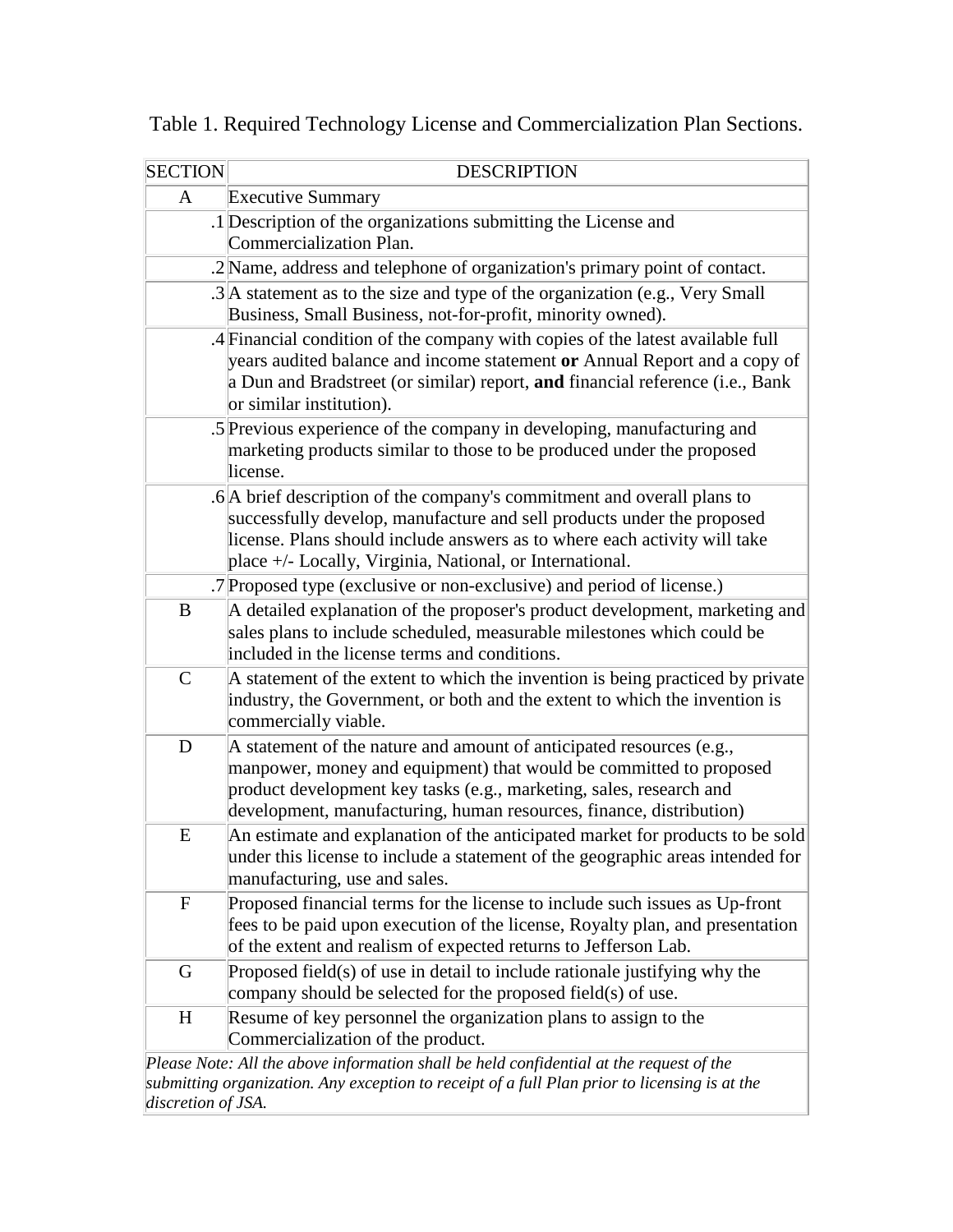Table 1. Required Technology License and Commercialization Plan Sections.

| SECTION | DESCRIPTION |
|---|---|
| A | Executive Summary |
| .1 | Description of the organizations submitting the License and Commercialization Plan. |
| .2 | Name, address and telephone of organization's primary point of contact. |
| .3 | A statement as to the size and type of the organization (e.g., Very Small Business, Small Business, not-for-profit, minority owned). |
| .4 | Financial condition of the company with copies of the latest available full years audited balance and income statement **or** Annual Report and a copy of a Dun and Bradstreet (or similar) report, **and** financial reference (i.e., Bank or similar institution). |
| .5 | Previous experience of the company in developing, manufacturing and marketing products similar to those to be produced under the proposed license. |
| .6 | A brief description of the company's commitment and overall plans to successfully develop, manufacture and sell products under the proposed license. Plans should include answers as to where each activity will take place +/- Locally, Virginia, National, or International. |
| .7 | Proposed type (exclusive or non-exclusive) and period of license.) |
| B | A detailed explanation of the proposer's product development, marketing and sales plans to include scheduled, measurable milestones which could be included in the license terms and conditions. |
| C | A statement of the extent to which the invention is being practiced by private industry, the Government, or both and the extent to which the invention is commercially viable. |
| D | A statement of the nature and amount of anticipated resources (e.g., manpower, money and equipment) that would be committed to proposed product development key tasks (e.g., marketing, sales, research and development, manufacturing, human resources, finance, distribution) |
| E | An estimate and explanation of the anticipated market for products to be sold under this license to include a statement of the geographic areas intended for manufacturing, use and sales. |
| F | Proposed financial terms for the license to include such issues as Up-front fees to be paid upon execution of the license, Royalty plan, and presentation of the extent and realism of expected returns to Jefferson Lab. |
| G | Proposed field(s) of use in detail to include rationale justifying why the company should be selected for the proposed field(s) of use. |
| H | Resume of key personnel the organization plans to assign to the Commercialization of the product. |

*Please Note: All the above information shall be held confidential at the request of the submitting organization. Any exception to receipt of a full Plan prior to licensing is at the discretion of JSA.*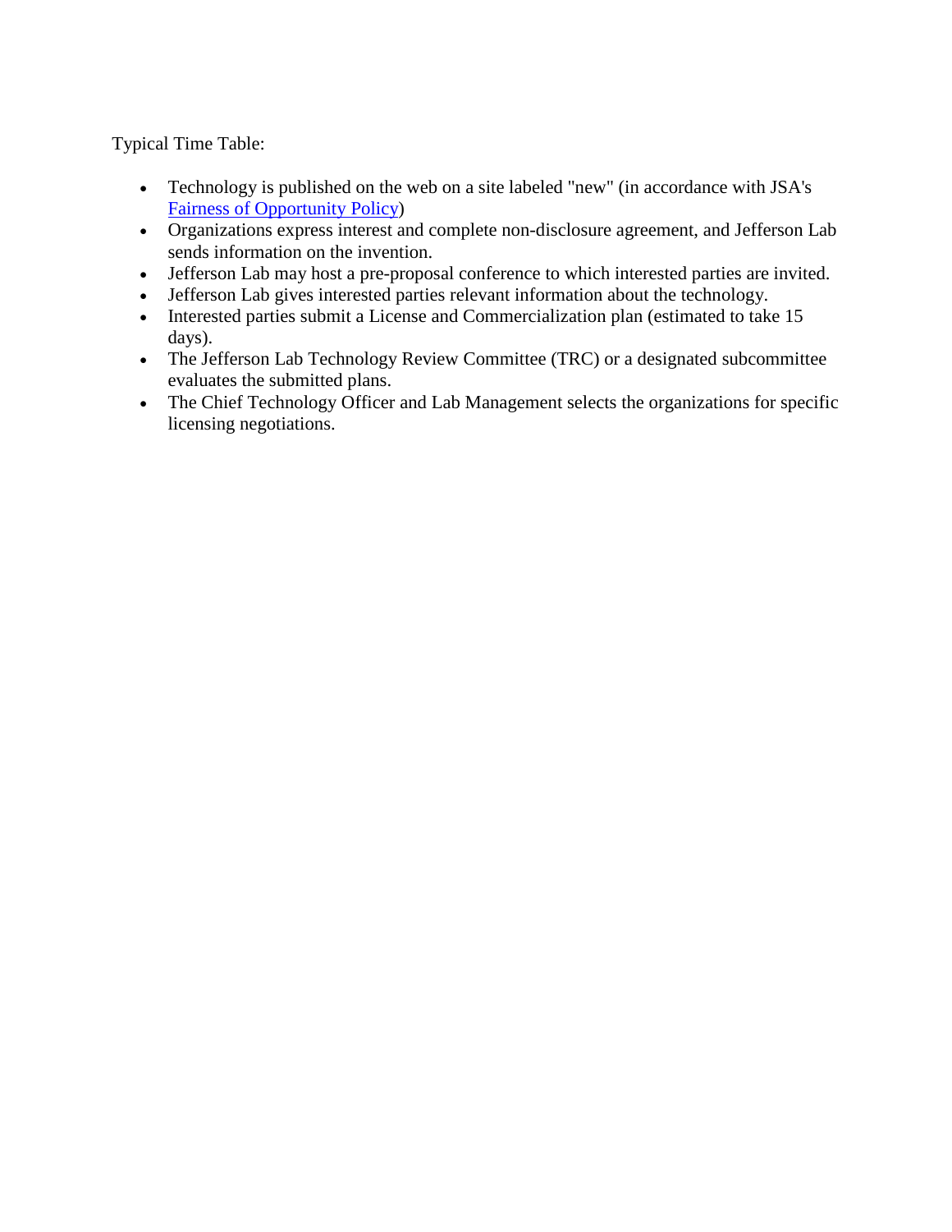Typical Time Table:

- Technology is published on the web on a site labeled "new" (in accordance with JSA's Fairness of Opportunity Policy)
- Organizations express interest and complete non-disclosure agreement, and Jefferson Lab sends information on the invention.
- Jefferson Lab may host a pre-proposal conference to which interested parties are invited.
- Jefferson Lab gives interested parties relevant information about the technology.
- Interested parties submit a License and Commercialization plan (estimated to take 15 days).
- The Jefferson Lab Technology Review Committee (TRC) or a designated subcommittee evaluates the submitted plans.
- The Chief Technology Officer and Lab Management selects the organizations for specific licensing negotiations.